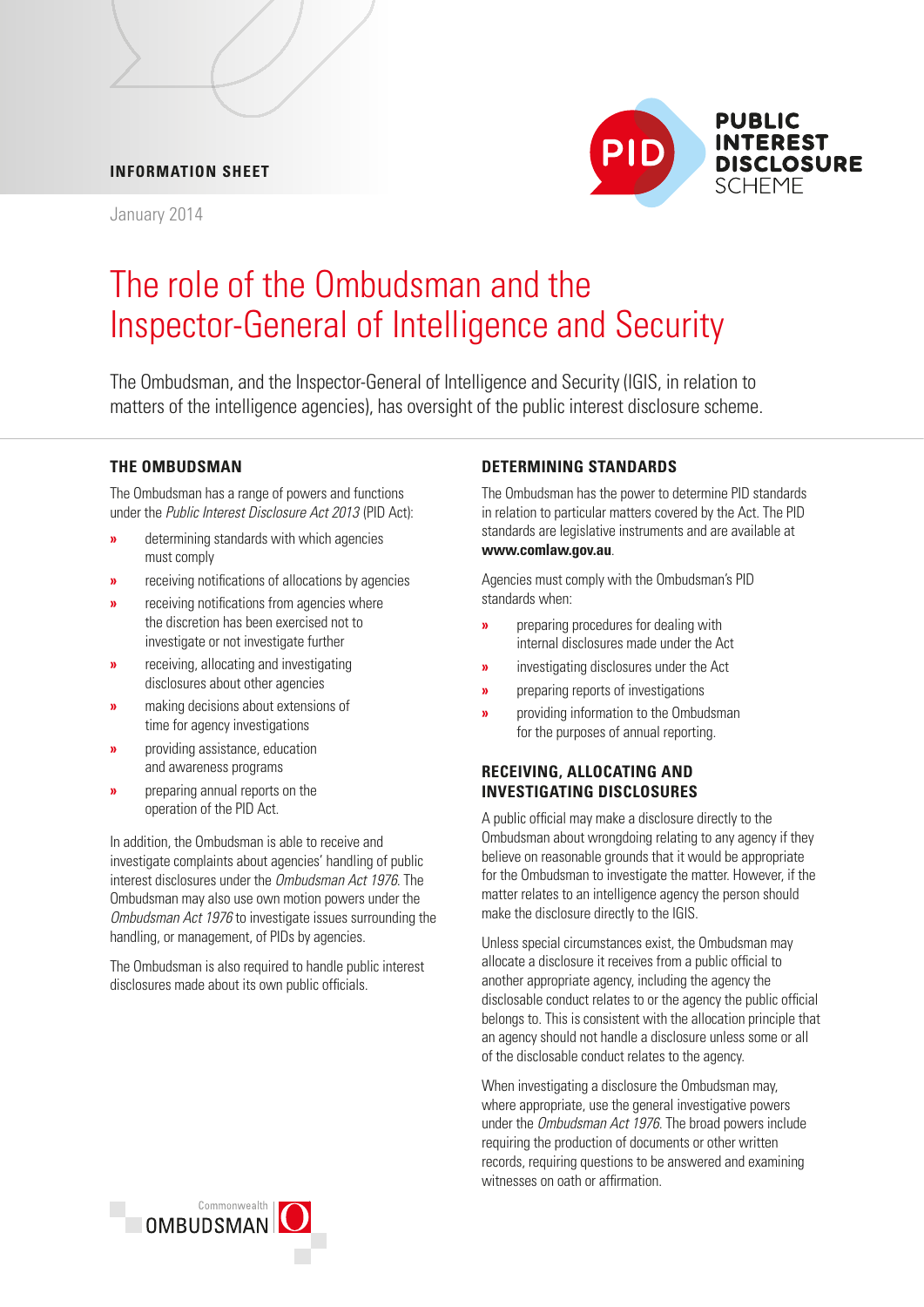INFORMATION SHEET

January 2014

PUBLIC INTEREST DISCLOSURE SCHEME

# The role of the Ombudsman and the Inspector-General of Intelligence and Security

The Ombudsman, and the Inspector-General of Intelligence and Security (IGIS, in relation to matters of the intelligence agencies), has oversight of the public interest disclosure scheme.

## THE OMBUDSMAN

The Ombudsman has a range of powers and functions under the *Public Interest Disclosure Act 2013* (PID Act):

- determining standards with which agencies must comply
- receiving notifications of allocations by agencies
- receiving notifications from agencies where the discretion has been exercised not to investigate or not investigate further
- receiving, allocating and investigating disclosures about other agencies
- making decisions about extensions of time for agency investigations
- providing assistance, education and awareness programs
- preparing annual reports on the operation of the PID Act.

In addition, the Ombudsman is able to receive and investigate complaints about agencies' handling of public interest disclosures under the *Ombudsman Act 1976*. The Ombudsman may also use own motion powers under the *Ombudsman Act 1976* to investigate issues surrounding the handling, or management, of PIDs by agencies.

The Ombudsman is also required to handle public interest disclosures made about its own public officials.

## DETERMINING STANDARDS

The Ombudsman has the power to determine PID standards in relation to particular matters covered by the Act. The PID standards are legislative instruments and are available at **www.comlaw.gov.au**.

Agencies must comply with the Ombudsman's PID standards when:

- preparing procedures for dealing with internal disclosures made under the Act
- investigating disclosures under the Act
- preparing reports of investigations
- providing information to the Ombudsman for the purposes of annual reporting.

## RECEIVING, ALLOCATING AND INVESTIGATING DISCLOSURES

A public official may make a disclosure directly to the Ombudsman about wrongdoing relating to any agency if they believe on reasonable grounds that it would be appropriate for the Ombudsman to investigate the matter. However, if the matter relates to an intelligence agency the person should make the disclosure directly to the IGIS.

Unless special circumstances exist, the Ombudsman may allocate a disclosure it receives from a public official to another appropriate agency, including the agency the disclosable conduct relates to or the agency the public official belongs to. This is consistent with the allocation principle that an agency should not handle a disclosure unless some or all of the disclosable conduct relates to the agency.

When investigating a disclosure the Ombudsman may, where appropriate, use the general investigative powers under the *Ombudsman Act 1976*. The broad powers include requiring the production of documents or other written records, requiring questions to be answered and examining witnesses on oath or affirmation.

Commonwealth OMBUDSMAN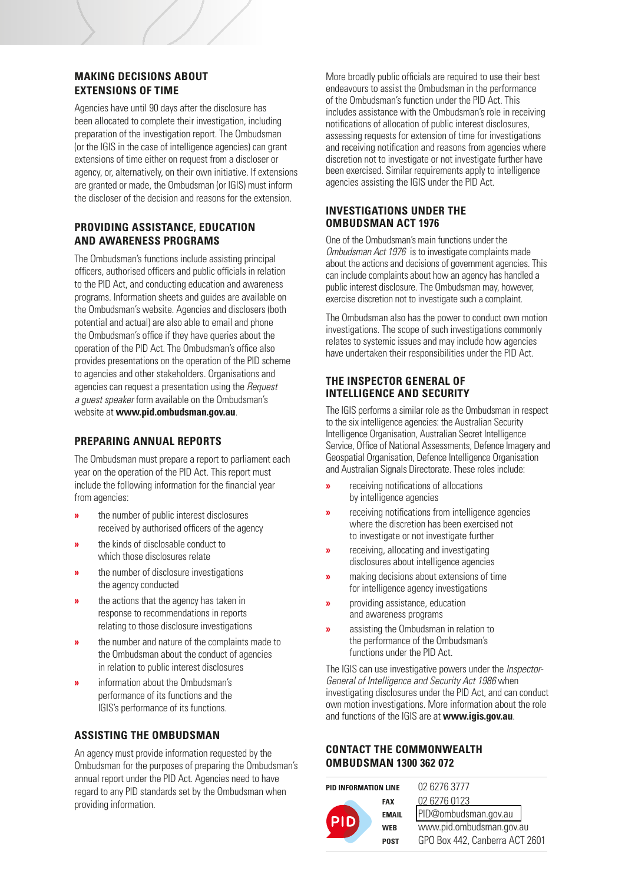## MAKING DECISIONS ABOUT EXTENSIONS OF TIME

Agencies have until 90 days after the disclosure has been allocated to complete their investigation, including preparation of the investigation report. The Ombudsman (or the IGIS in the case of intelligence agencies) can grant extensions of time either on request from a discloser or agency, or, alternatively, on their own initiative. If extensions are granted or made, the Ombudsman (or IGIS) must inform the discloser of the decision and reasons for the extension.

## PROVIDING ASSISTANCE, EDUCATION AND AWARENESS PROGRAMS

The Ombudsman's functions include assisting principal officers, authorised officers and public officials in relation to the PID Act, and conducting education and awareness programs. Information sheets and guides are available on the Ombudsman's website. Agencies and disclosers (both potential and actual) are also able to email and phone the Ombudsman's office if they have queries about the operation of the PID Act. The Ombudsman's office also provides presentations on the operation of the PID scheme to agencies and other stakeholders. Organisations and agencies can request a presentation using the *Request a guest speaker* form available on the Ombudsman's website at **www.pid.ombudsman.gov.au**.

## PREPARING ANNUAL REPORTS

The Ombudsman must prepare a report to parliament each year on the operation of the PID Act. This report must include the following information for the financial year from agencies:

- the number of public interest disclosures received by authorised officers of the agency
- the kinds of disclosable conduct to which those disclosures relate
- the number of disclosure investigations the agency conducted
- the actions that the agency has taken in response to recommendations in reports relating to those disclosure investigations
- the number and nature of the complaints made to the Ombudsman about the conduct of agencies in relation to public interest disclosures
- information about the Ombudsman's performance of its functions and the IGIS's performance of its functions.

## ASSISTING THE OMBUDSMAN

An agency must provide information requested by the Ombudsman for the purposes of preparing the Ombudsman's annual report under the PID Act. Agencies need to have regard to any PID standards set by the Ombudsman when providing information.

More broadly public officials are required to use their best endeavours to assist the Ombudsman in the performance of the Ombudsman's function under the PID Act. This includes assistance with the Ombudsman's role in receiving notifications of allocation of public interest disclosures, assessing requests for extension of time for investigations and receiving notification and reasons from agencies where discretion not to investigate or not investigate further have been exercised. Similar requirements apply to intelligence agencies assisting the IGIS under the PID Act.

## INVESTIGATIONS UNDER THE OMBUDSMAN ACT 1976

One of the Ombudsman's main functions under the *Ombudsman Act 1976* is to investigate complaints made about the actions and decisions of government agencies. This can include complaints about how an agency has handled a public interest disclosure. The Ombudsman may, however, exercise discretion not to investigate such a complaint.

The Ombudsman also has the power to conduct own motion investigations. The scope of such investigations commonly relates to systemic issues and may include how agencies have undertaken their responsibilities under the PID Act.

## THE INSPECTOR GENERAL OF INTELLIGENCE AND SECURITY

The IGIS performs a similar role as the Ombudsman in respect to the six intelligence agencies: the Australian Security Intelligence Organisation, Australian Secret Intelligence Service, Office of National Assessments, Defence Imagery and Geospatial Organisation, Defence Intelligence Organisation and Australian Signals Directorate. These roles include:

- receiving notifications of allocations by intelligence agencies
- receiving notifications from intelligence agencies where the discretion has been exercised not to investigate or not investigate further
- receiving, allocating and investigating disclosures about intelligence agencies
- making decisions about extensions of time for intelligence agency investigations
- providing assistance, education and awareness programs
- assisting the Ombudsman in relation to the performance of the Ombudsman's functions under the PID Act.

The IGIS can use investigative powers under the *Inspector-General of Intelligence and Security Act 1986* when investigating disclosures under the PID Act, and can conduct own motion investigations. More information about the role and functions of the IGIS are at **www.igis.gov.au**.

## CONTACT THE COMMONWEALTH OMBUDSMAN 1300 362 072

**PID INFORMATION LINE** 02 6276 3777
**FAX** 02 6276 0123
**EMAIL** PID@ombudsman.gov.au
**WEB** www.pid.ombudsman.gov.au
**POST** GPO Box 442, Canberra ACT 2601